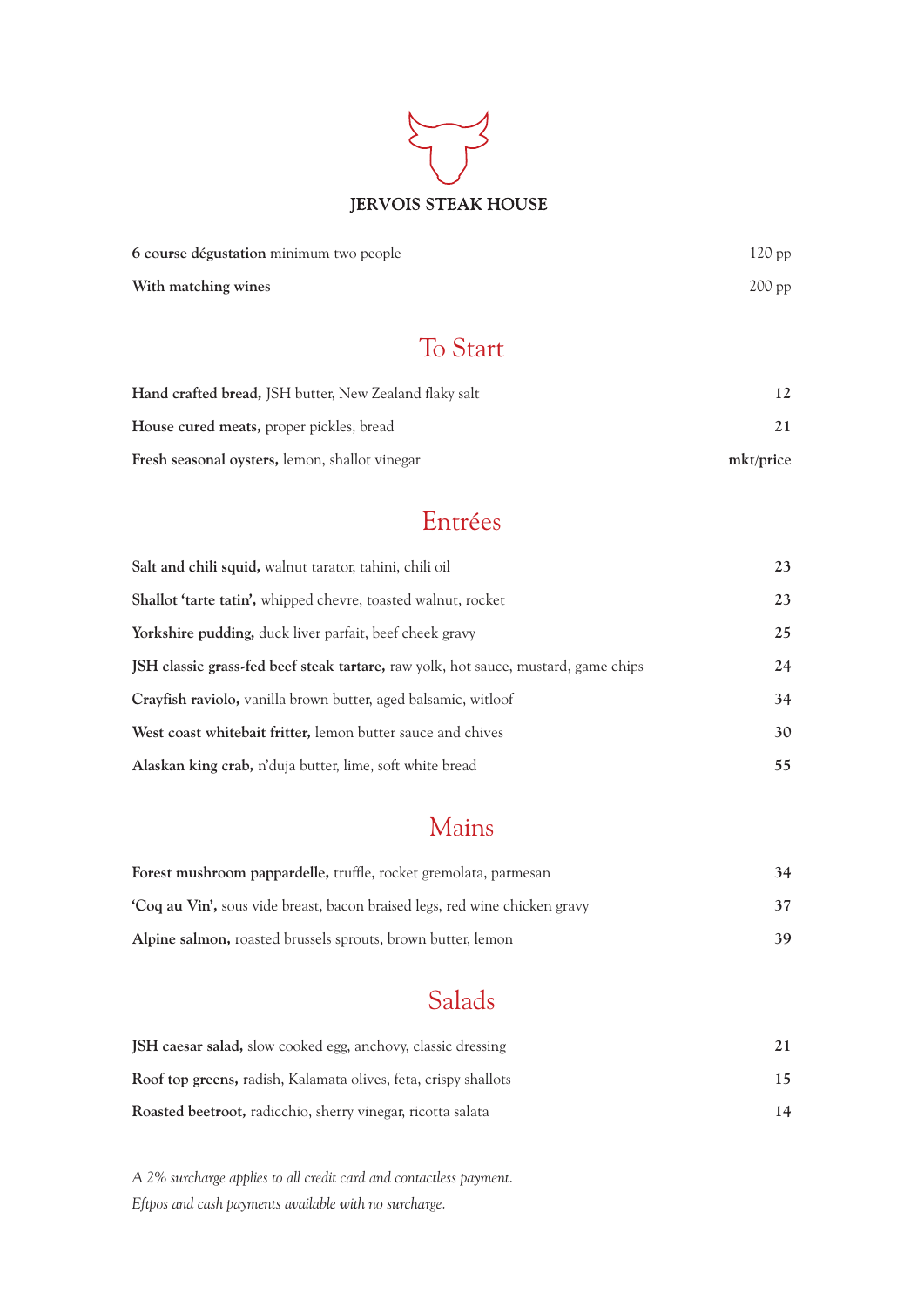# JERVOIS STEAK HOUSE

| | |
|---|---|
| **6 course dégustation** minimum two people | 120 pp |
| **With matching wines** | 200 pp |

## To Start

| | |
|---|---|
| **Hand crafted bread,** JSH butter, New Zealand flaky salt | **12** |
| **House cured meats,** proper pickles, bread | **21** |
| **Fresh seasonal oysters,** lemon, shallot vinegar | **mkt/price** |

## Entrées

| | |
|---|---|
| **Salt and chili squid,** walnut tarator, tahini, chili oil | **23** |
| **Shallot 'tarte tatin',** whipped chevre, toasted walnut, rocket | **23** |
| **Yorkshire pudding,** duck liver parfait, beef cheek gravy | **25** |
| **JSH classic grass-fed beef steak tartare,** raw yolk, hot sauce, mustard, game chips | **24** |
| **Crayfish raviolo,** vanilla brown butter, aged balsamic, witloof | **34** |
| **West coast whitebait fritter,** lemon butter sauce and chives | **30** |
| **Alaskan king crab,** n'duja butter, lime, soft white bread | **55** |

## Mains

| | |
|---|---|
| **Forest mushroom pappardelle,** truffle, rocket gremolata, parmesan | **34** |
| **'Coq au Vin',** sous vide breast, bacon braised legs, red wine chicken gravy | **37** |
| **Alpine salmon,** roasted brussels sprouts, brown butter, lemon | **39** |

## Salads

| | |
|---|---|
| **JSH caesar salad,** slow cooked egg, anchovy, classic dressing | **21** |
| **Roof top greens,** radish, Kalamata olives, feta, crispy shallots | **15** |
| **Roasted beetroot,** radicchio, sherry vinegar, ricotta salata | **14** |

*A 2% surcharge applies to all credit card and contactless payment.*

*Eftpos and cash payments available with no surcharge.*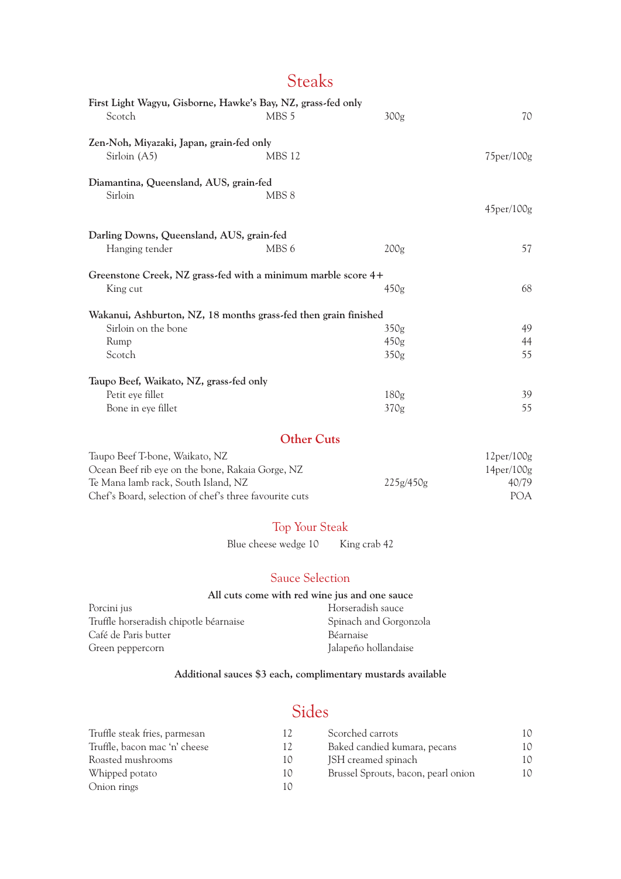# Steaks

| | | | |
|---|---|---|---|
| **First Light Wagyu, Gisborne, Hawke's Bay, NZ, grass-fed only** | | | |
| Scotch | MBS 5 | 300g | 70 |
| **Zen-Noh, Miyazaki, Japan, grain-fed only** | | | |
| Sirloin (A5) | MBS 12 | | 75per/100g |
| **Diamantina, Queensland, AUS, grain-fed** | | | |
| Sirloin | MBS 8 | | 45per/100g |
| **Darling Downs, Queensland, AUS, grain-fed** | | | |
| Hanging tender | MBS 6 | 200g | 57 |
| **Greenstone Creek, NZ grass-fed with a minimum marble score 4+** | | | |
| King cut | | 450g | 68 |
| **Wakanui, Ashburton, NZ, 18 months grass-fed then grain finished** | | | |
| Sirloin on the bone | | 350g | 49 |
| Rump | | 450g | 44 |
| Scotch | | 350g | 55 |
| **Taupo Beef, Waikato, NZ, grass-fed only** | | | |
| Petit eye fillet | | 180g | 39 |
| Bone in eye fillet | | 370g | 55 |

## Other Cuts

| | | |
|---|---|---|
| Taupo Beef T-bone, Waikato, NZ | | 12per/100g |
| Ocean Beef rib eye on the bone, Rakaia Gorge, NZ | | 14per/100g |
| Te Mana lamb rack, South Island, NZ | 225g/450g | 40/79 |
| Chef's Board, selection of chef's three favourite cuts | | POA |

## Top Your Steak

Blue cheese wedge 10 King crab 42

## Sauce Selection

**All cuts come with red wine jus and one sauce**

- Porcini jus
- Truffle horseradish chipotle béarnaise
- Café de Paris butter
- Green peppercorn
- Horseradish sauce
- Spinach and Gorgonzola
- Béarnaise
- Jalapeño hollandaise

**Additional sauces $3 each, complimentary mustards available**

# Sides

| | |
|---|---|
| Truffle steak fries, parmesan | 12 |
| Truffle, bacon mac 'n' cheese | 12 |
| Roasted mushrooms | 10 |
| Whipped potato | 10 |
| Onion rings | 10 |
| Scorched carrots | 10 |
| Baked candied kumara, pecans | 10 |
| JSH creamed spinach | 10 |
| Brussel Sprouts, bacon, pearl onion | 10 |